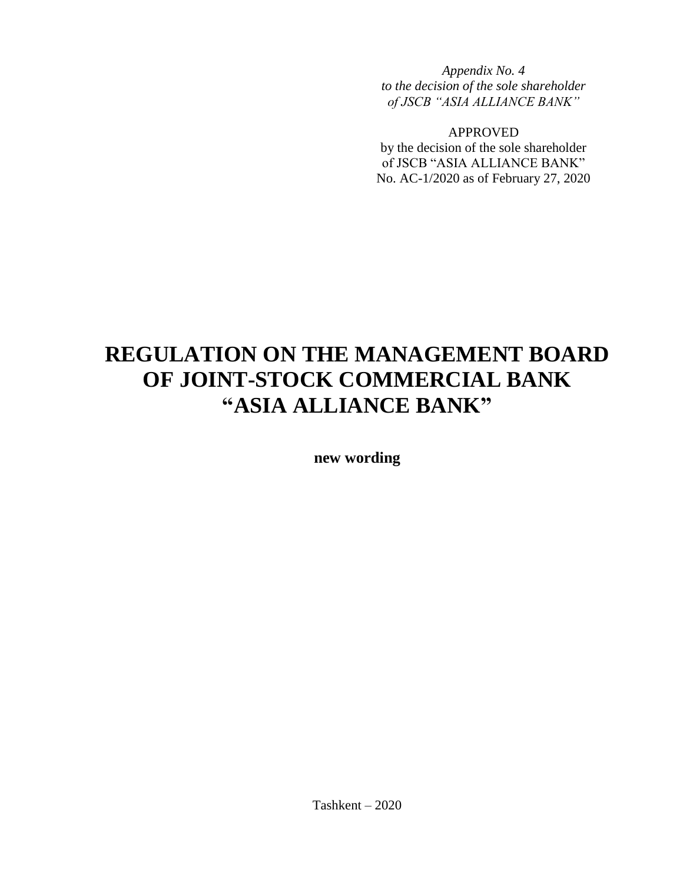*Appendix No. 4*
*to the decision of the sole shareholder*
*of JSCB "ASIA ALLIANCE BANK"*

APPROVED
by the decision of the sole shareholder
of JSCB "ASIA ALLIANCE BANK"
No. AC-1/2020 as of February 27, 2020

# REGULATION ON THE MANAGEMENT BOARD OF JOINT-STOCK COMMERCIAL BANK "ASIA ALLIANCE BANK"

**new wording**

Tashkent – 2020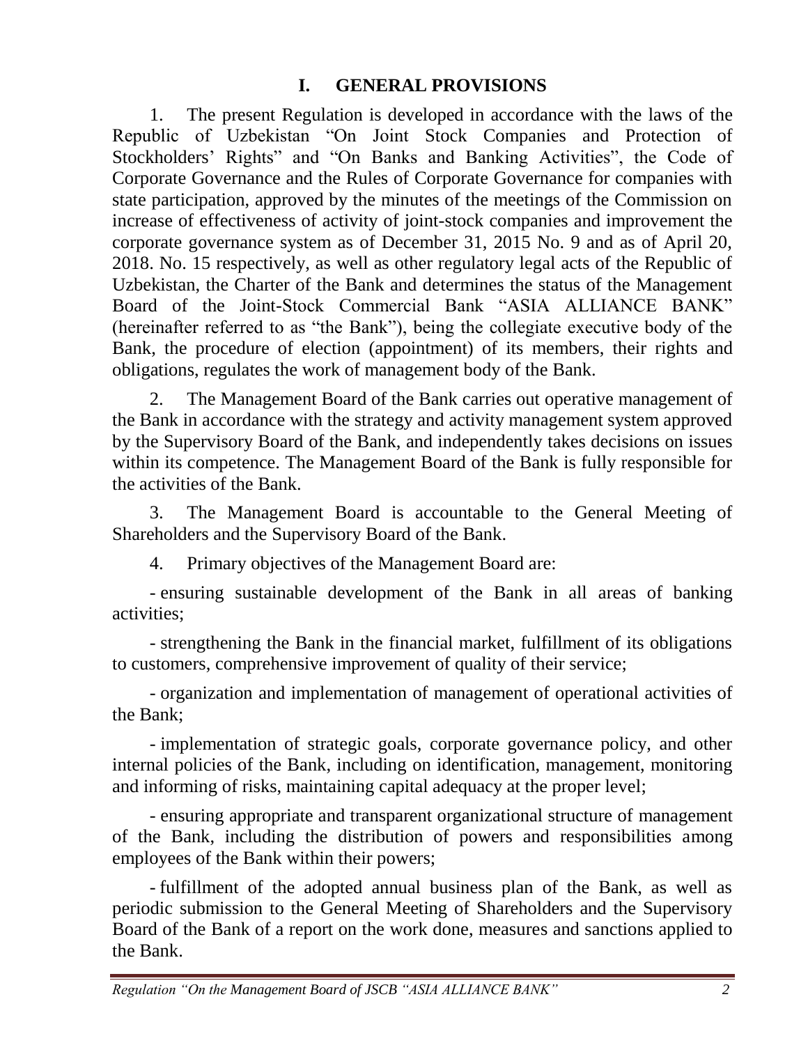# I. GENERAL PROVISIONS

1. The present Regulation is developed in accordance with the laws of the Republic of Uzbekistan "On Joint Stock Companies and Protection of Stockholders' Rights" and "On Banks and Banking Activities", the Code of Corporate Governance and the Rules of Corporate Governance for companies with state participation, approved by the minutes of the meetings of the Commission on increase of effectiveness of activity of joint-stock companies and improvement the corporate governance system as of December 31, 2015 No. 9 and as of April 20, 2018. No. 15 respectively, as well as other regulatory legal acts of the Republic of Uzbekistan, the Charter of the Bank and determines the status of the Management Board of the Joint-Stock Commercial Bank "ASIA ALLIANCE BANK" (hereinafter referred to as "the Bank"), being the collegiate executive body of the Bank, the procedure of election (appointment) of its members, their rights and obligations, regulates the work of management body of the Bank.

2. The Management Board of the Bank carries out operative management of the Bank in accordance with the strategy and activity management system approved by the Supervisory Board of the Bank, and independently takes decisions on issues within its competence. The Management Board of the Bank is fully responsible for the activities of the Bank.

3. The Management Board is accountable to the General Meeting of Shareholders and the Supervisory Board of the Bank.

4. Primary objectives of the Management Board are:

- ensuring sustainable development of the Bank in all areas of banking activities;

- strengthening the Bank in the financial market, fulfillment of its obligations to customers, comprehensive improvement of quality of their service;

- organization and implementation of management of operational activities of the Bank;

- implementation of strategic goals, corporate governance policy, and other internal policies of the Bank, including on identification, management, monitoring and informing of risks, maintaining capital adequacy at the proper level;

- ensuring appropriate and transparent organizational structure of management of the Bank, including the distribution of powers and responsibilities among employees of the Bank within their powers;

- fulfillment of the adopted annual business plan of the Bank, as well as periodic submission to the General Meeting of Shareholders and the Supervisory Board of the Bank of a report on the work done, measures and sanctions applied to the Bank.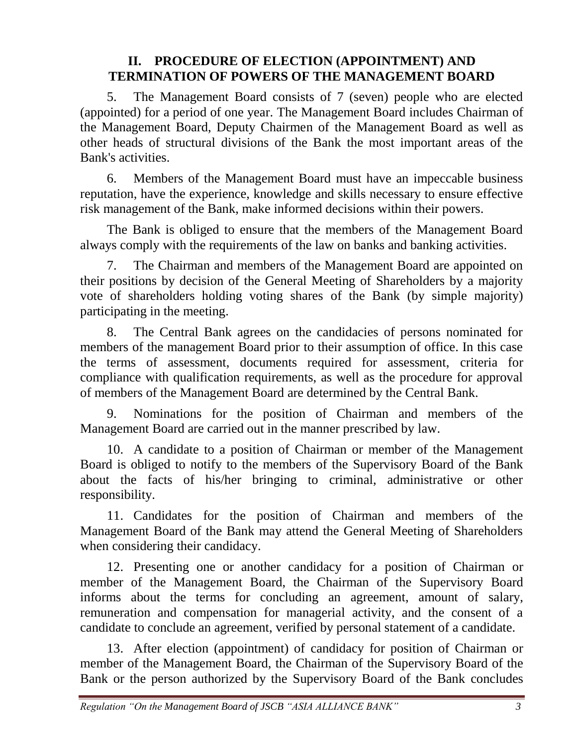## II. PROCEDURE OF ELECTION (APPOINTMENT) AND TERMINATION OF POWERS OF THE MANAGEMENT BOARD

5. The Management Board consists of 7 (seven) people who are elected (appointed) for a period of one year. The Management Board includes Chairman of the Management Board, Deputy Chairmen of the Management Board as well as other heads of structural divisions of the Bank the most important areas of the Bank's activities.

6. Members of the Management Board must have an impeccable business reputation, have the experience, knowledge and skills necessary to ensure effective risk management of the Bank, make informed decisions within their powers.

The Bank is obliged to ensure that the members of the Management Board always comply with the requirements of the law on banks and banking activities.

7. The Chairman and members of the Management Board are appointed on their positions by decision of the General Meeting of Shareholders by a majority vote of shareholders holding voting shares of the Bank (by simple majority) participating in the meeting.

8. The Central Bank agrees on the candidacies of persons nominated for members of the management Board prior to their assumption of office. In this case the terms of assessment, documents required for assessment, criteria for compliance with qualification requirements, as well as the procedure for approval of members of the Management Board are determined by the Central Bank.

9. Nominations for the position of Chairman and members of the Management Board are carried out in the manner prescribed by law.

10. A candidate to a position of Chairman or member of the Management Board is obliged to notify to the members of the Supervisory Board of the Bank about the facts of his/her bringing to criminal, administrative or other responsibility.

11. Candidates for the position of Chairman and members of the Management Board of the Bank may attend the General Meeting of Shareholders when considering their candidacy.

12. Presenting one or another candidacy for a position of Chairman or member of the Management Board, the Chairman of the Supervisory Board informs about the terms for concluding an agreement, amount of salary, remuneration and compensation for managerial activity, and the consent of a candidate to conclude an agreement, verified by personal statement of a candidate.

13. After election (appointment) of candidacy for position of Chairman or member of the Management Board, the Chairman of the Supervisory Board of the Bank or the person authorized by the Supervisory Board of the Bank concludes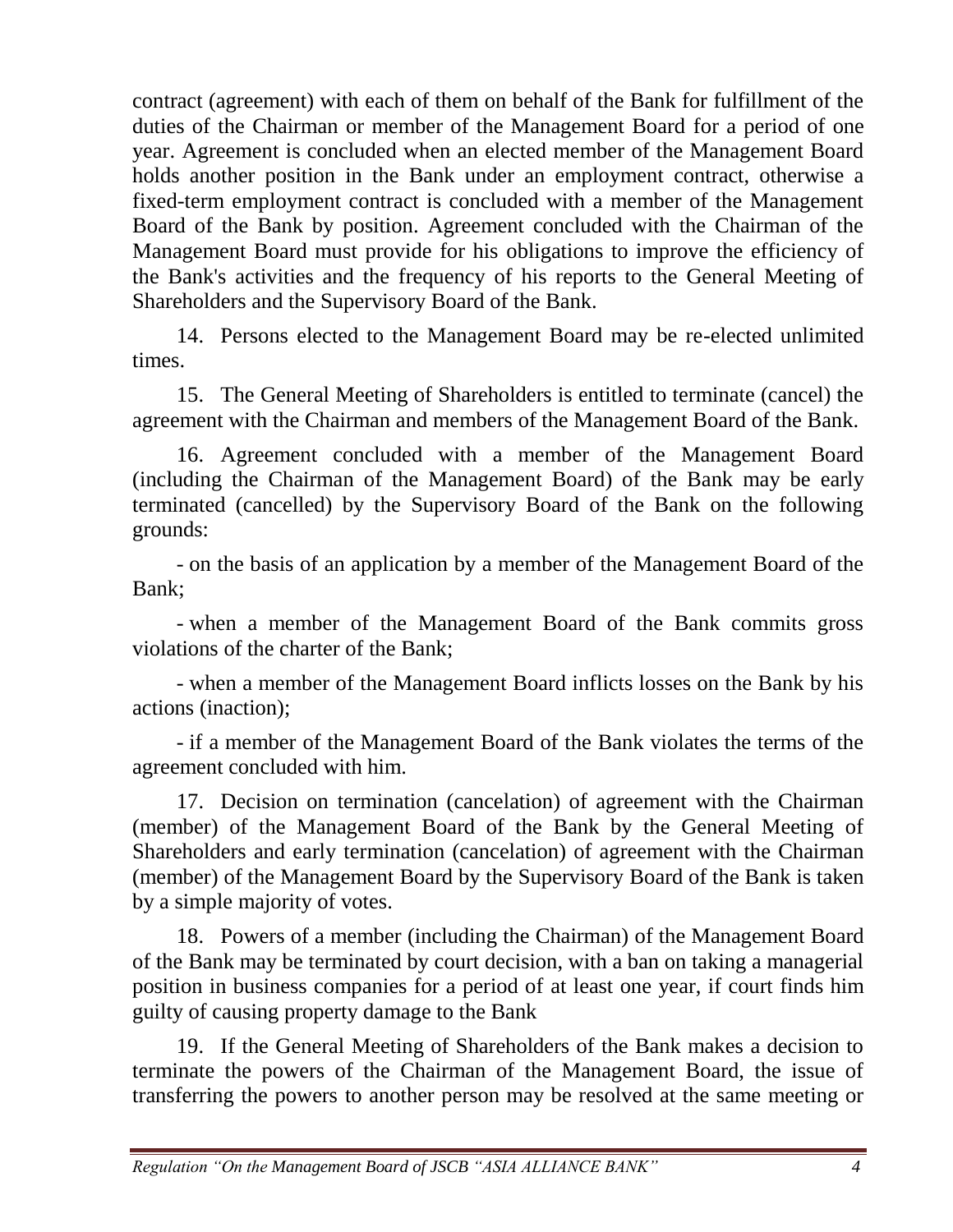contract (agreement) with each of them on behalf of the Bank for fulfillment of the duties of the Chairman or member of the Management Board for a period of one year. Agreement is concluded when an elected member of the Management Board holds another position in the Bank under an employment contract, otherwise a fixed-term employment contract is concluded with a member of the Management Board of the Bank by position. Agreement concluded with the Chairman of the Management Board must provide for his obligations to improve the efficiency of the Bank's activities and the frequency of his reports to the General Meeting of Shareholders and the Supervisory Board of the Bank.

14. Persons elected to the Management Board may be re-elected unlimited times.

15. The General Meeting of Shareholders is entitled to terminate (cancel) the agreement with the Chairman and members of the Management Board of the Bank.

16. Agreement concluded with a member of the Management Board (including the Chairman of the Management Board) of the Bank may be early terminated (cancelled) by the Supervisory Board of the Bank on the following grounds:

- on the basis of an application by a member of the Management Board of the Bank;

- when a member of the Management Board of the Bank commits gross violations of the charter of the Bank;

- when a member of the Management Board inflicts losses on the Bank by his actions (inaction);

- if a member of the Management Board of the Bank violates the terms of the agreement concluded with him.

17. Decision on termination (cancelation) of agreement with the Chairman (member) of the Management Board of the Bank by the General Meeting of Shareholders and early termination (cancelation) of agreement with the Chairman (member) of the Management Board by the Supervisory Board of the Bank is taken by a simple majority of votes.

18. Powers of a member (including the Chairman) of the Management Board of the Bank may be terminated by court decision, with a ban on taking a managerial position in business companies for a period of at least one year, if court finds him guilty of causing property damage to the Bank

19. If the General Meeting of Shareholders of the Bank makes a decision to terminate the powers of the Chairman of the Management Board, the issue of transferring the powers to another person may be resolved at the same meeting or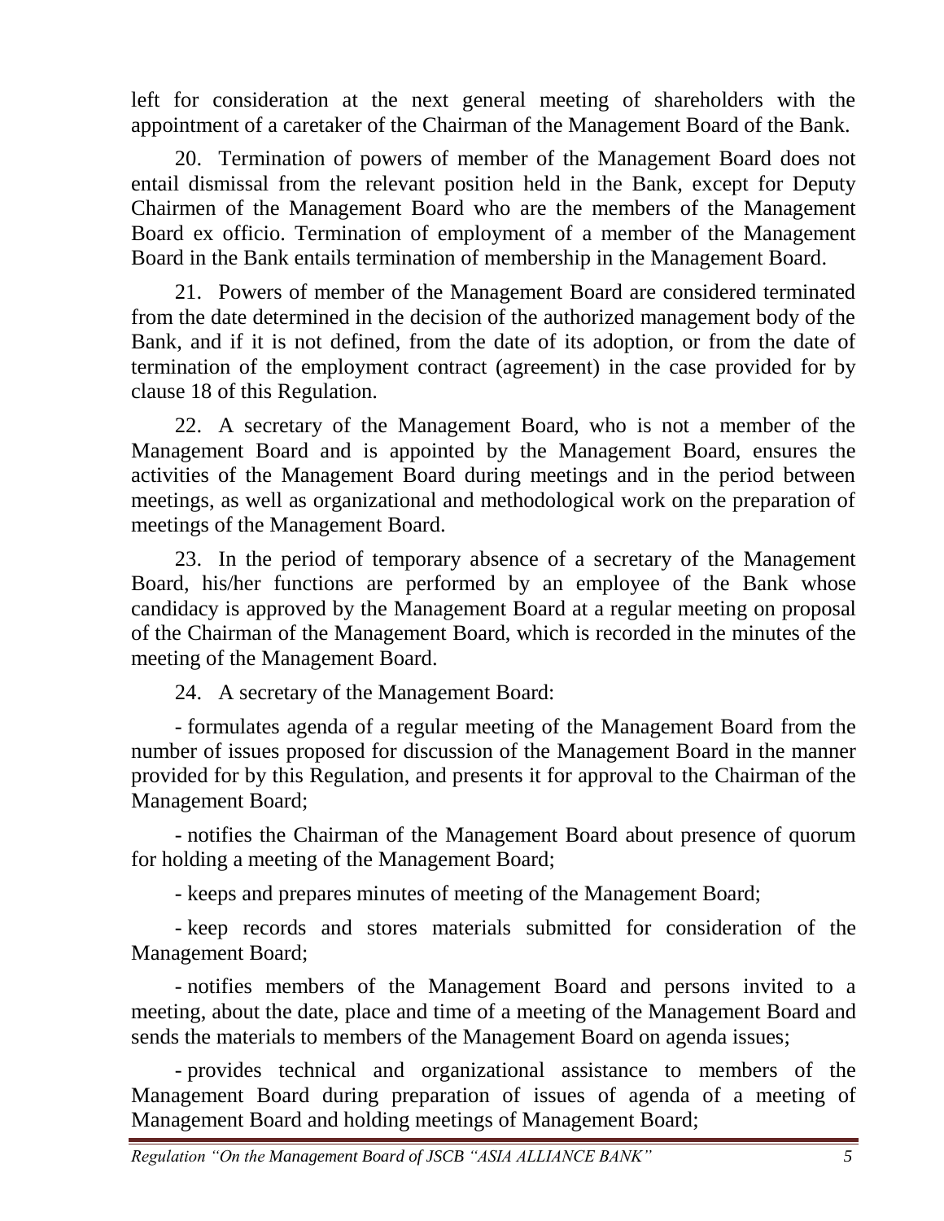left for consideration at the next general meeting of shareholders with the appointment of a caretaker of the Chairman of the Management Board of the Bank.

20. Termination of powers of member of the Management Board does not entail dismissal from the relevant position held in the Bank, except for Deputy Chairmen of the Management Board who are the members of the Management Board ex officio. Termination of employment of a member of the Management Board in the Bank entails termination of membership in the Management Board.

21. Powers of member of the Management Board are considered terminated from the date determined in the decision of the authorized management body of the Bank, and if it is not defined, from the date of its adoption, or from the date of termination of the employment contract (agreement) in the case provided for by clause 18 of this Regulation.

22. A secretary of the Management Board, who is not a member of the Management Board and is appointed by the Management Board, ensures the activities of the Management Board during meetings and in the period between meetings, as well as organizational and methodological work on the preparation of meetings of the Management Board.

23. In the period of temporary absence of a secretary of the Management Board, his/her functions are performed by an employee of the Bank whose candidacy is approved by the Management Board at a regular meeting on proposal of the Chairman of the Management Board, which is recorded in the minutes of the meeting of the Management Board.

24. A secretary of the Management Board:

- formulates agenda of a regular meeting of the Management Board from the number of issues proposed for discussion of the Management Board in the manner provided for by this Regulation, and presents it for approval to the Chairman of the Management Board;

- notifies the Chairman of the Management Board about presence of quorum for holding a meeting of the Management Board;

- keeps and prepares minutes of meeting of the Management Board;

- keep records and stores materials submitted for consideration of the Management Board;

- notifies members of the Management Board and persons invited to a meeting, about the date, place and time of a meeting of the Management Board and sends the materials to members of the Management Board on agenda issues;

- provides technical and organizational assistance to members of the Management Board during preparation of issues of agenda of a meeting of Management Board and holding meetings of Management Board;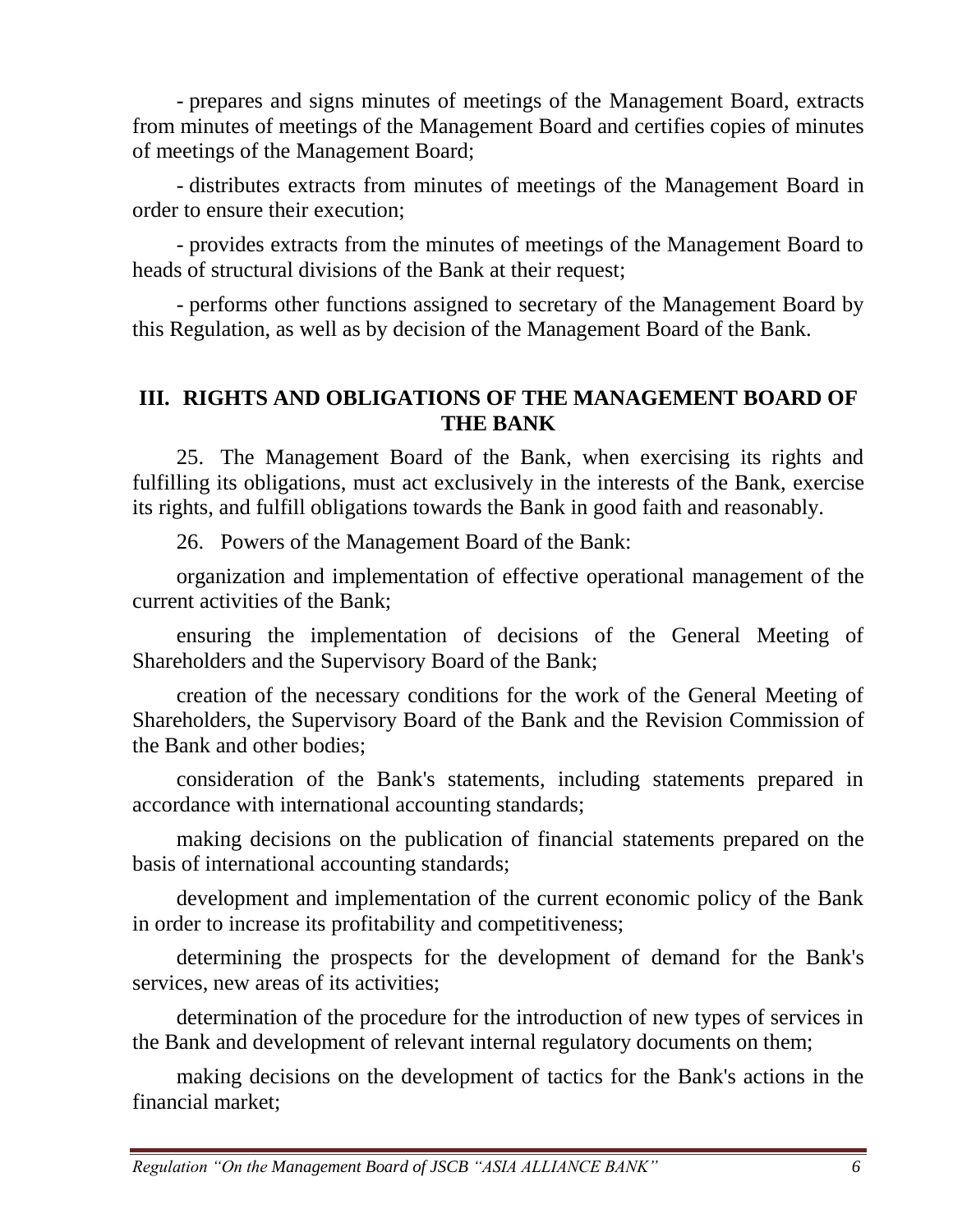- prepares and signs minutes of meetings of the Management Board, extracts from minutes of meetings of the Management Board and certifies copies of minutes of meetings of the Management Board;

- distributes extracts from minutes of meetings of the Management Board in order to ensure their execution;

- provides extracts from the minutes of meetings of the Management Board to heads of structural divisions of the Bank at their request;

- performs other functions assigned to secretary of the Management Board by this Regulation, as well as by decision of the Management Board of the Bank.

## III. RIGHTS AND OBLIGATIONS OF THE MANAGEMENT BOARD OF THE BANK

25. The Management Board of the Bank, when exercising its rights and fulfilling its obligations, must act exclusively in the interests of the Bank, exercise its rights, and fulfill obligations towards the Bank in good faith and reasonably.

26. Powers of the Management Board of the Bank:

organization and implementation of effective operational management of the current activities of the Bank;

ensuring the implementation of decisions of the General Meeting of Shareholders and the Supervisory Board of the Bank;

creation of the necessary conditions for the work of the General Meeting of Shareholders, the Supervisory Board of the Bank and the Revision Commission of the Bank and other bodies;

consideration of the Bank's statements, including statements prepared in accordance with international accounting standards;

making decisions on the publication of financial statements prepared on the basis of international accounting standards;

development and implementation of the current economic policy of the Bank in order to increase its profitability and competitiveness;

determining the prospects for the development of demand for the Bank's services, new areas of its activities;

determination of the procedure for the introduction of new types of services in the Bank and development of relevant internal regulatory documents on them;

making decisions on the development of tactics for the Bank's actions in the financial market;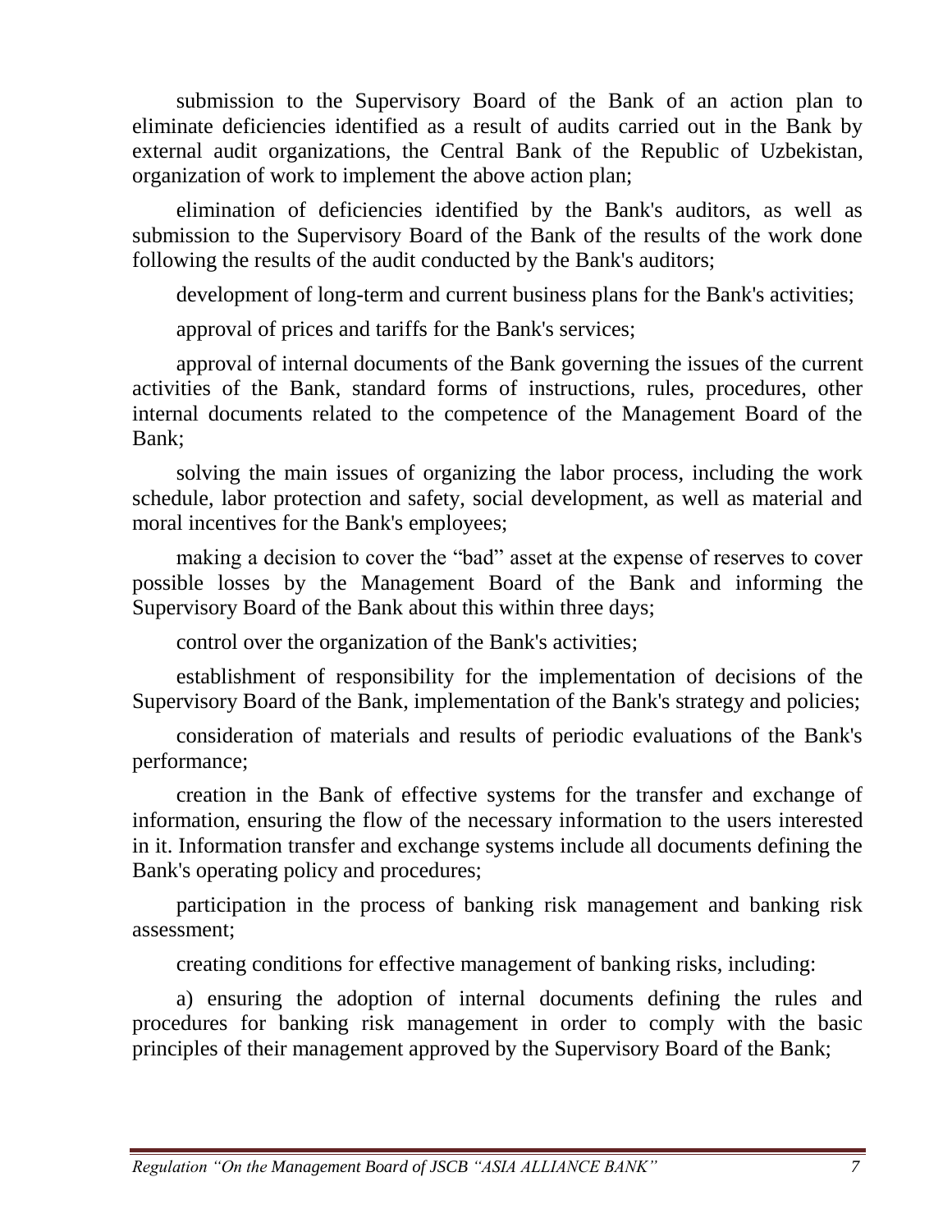submission to the Supervisory Board of the Bank of an action plan to eliminate deficiencies identified as a result of audits carried out in the Bank by external audit organizations, the Central Bank of the Republic of Uzbekistan, organization of work to implement the above action plan;

elimination of deficiencies identified by the Bank's auditors, as well as submission to the Supervisory Board of the Bank of the results of the work done following the results of the audit conducted by the Bank's auditors;

development of long-term and current business plans for the Bank's activities;

approval of prices and tariffs for the Bank's services;

approval of internal documents of the Bank governing the issues of the current activities of the Bank, standard forms of instructions, rules, procedures, other internal documents related to the competence of the Management Board of the Bank;

solving the main issues of organizing the labor process, including the work schedule, labor protection and safety, social development, as well as material and moral incentives for the Bank's employees;

making a decision to cover the "bad" asset at the expense of reserves to cover possible losses by the Management Board of the Bank and informing the Supervisory Board of the Bank about this within three days;

control over the organization of the Bank's activities;

establishment of responsibility for the implementation of decisions of the Supervisory Board of the Bank, implementation of the Bank's strategy and policies;

consideration of materials and results of periodic evaluations of the Bank's performance;

creation in the Bank of effective systems for the transfer and exchange of information, ensuring the flow of the necessary information to the users interested in it. Information transfer and exchange systems include all documents defining the Bank's operating policy and procedures;

participation in the process of banking risk management and banking risk assessment;

creating conditions for effective management of banking risks, including:

a) ensuring the adoption of internal documents defining the rules and procedures for banking risk management in order to comply with the basic principles of their management approved by the Supervisory Board of the Bank;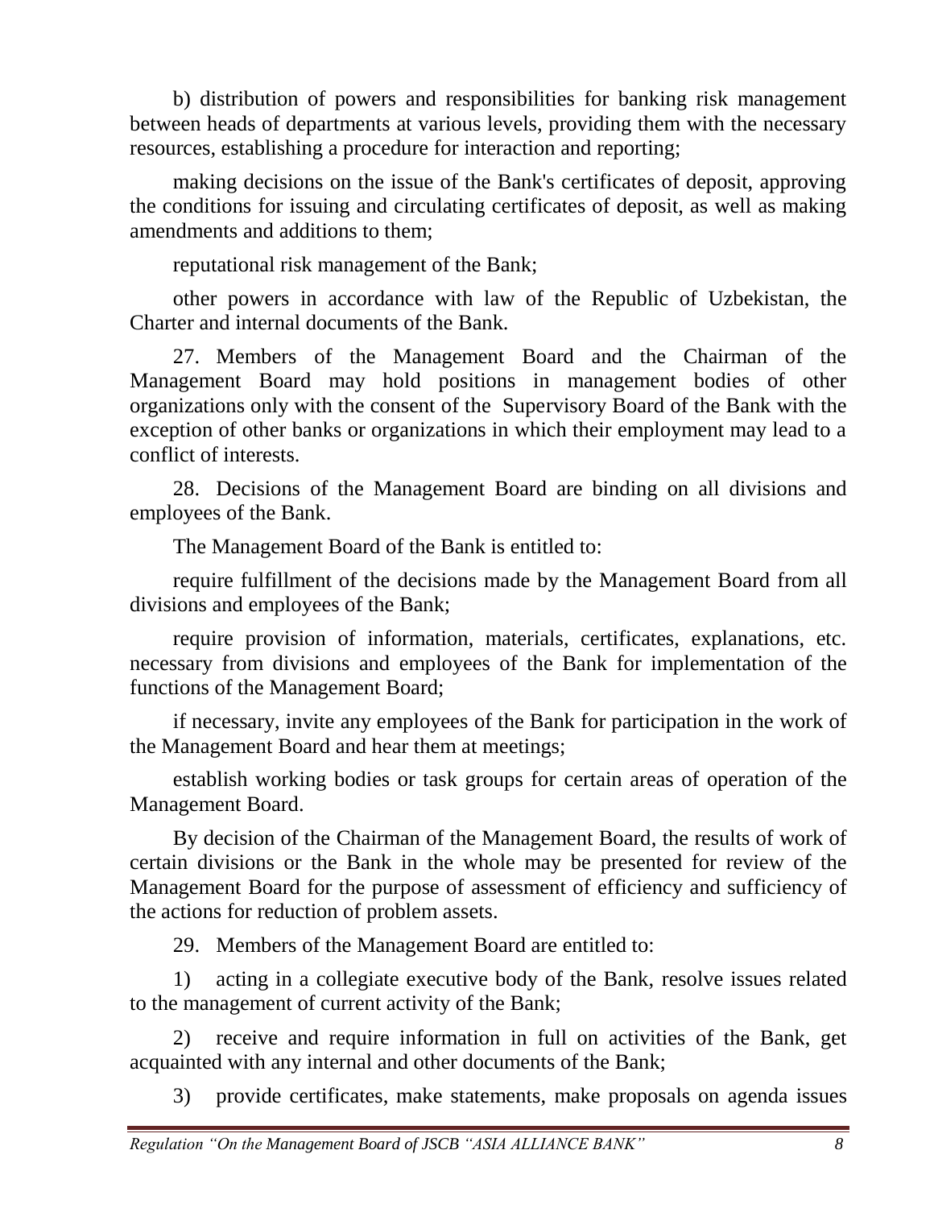b) distribution of powers and responsibilities for banking risk management between heads of departments at various levels, providing them with the necessary resources, establishing a procedure for interaction and reporting;

making decisions on the issue of the Bank's certificates of deposit, approving the conditions for issuing and circulating certificates of deposit, as well as making amendments and additions to them;

reputational risk management of the Bank;

other powers in accordance with law of the Republic of Uzbekistan, the Charter and internal documents of the Bank.

27. Members of the Management Board and the Chairman of the Management Board may hold positions in management bodies of other organizations only with the consent of the Supervisory Board of the Bank with the exception of other banks or organizations in which their employment may lead to a conflict of interests.

28. Decisions of the Management Board are binding on all divisions and employees of the Bank.

The Management Board of the Bank is entitled to:

require fulfillment of the decisions made by the Management Board from all divisions and employees of the Bank;

require provision of information, materials, certificates, explanations, etc. necessary from divisions and employees of the Bank for implementation of the functions of the Management Board;

if necessary, invite any employees of the Bank for participation in the work of the Management Board and hear them at meetings;

establish working bodies or task groups for certain areas of operation of the Management Board.

By decision of the Chairman of the Management Board, the results of work of certain divisions or the Bank in the whole may be presented for review of the Management Board for the purpose of assessment of efficiency and sufficiency of the actions for reduction of problem assets.

29. Members of the Management Board are entitled to:

1) acting in a collegiate executive body of the Bank, resolve issues related to the management of current activity of the Bank;

2) receive and require information in full on activities of the Bank, get acquainted with any internal and other documents of the Bank;

3) provide certificates, make statements, make proposals on agenda issues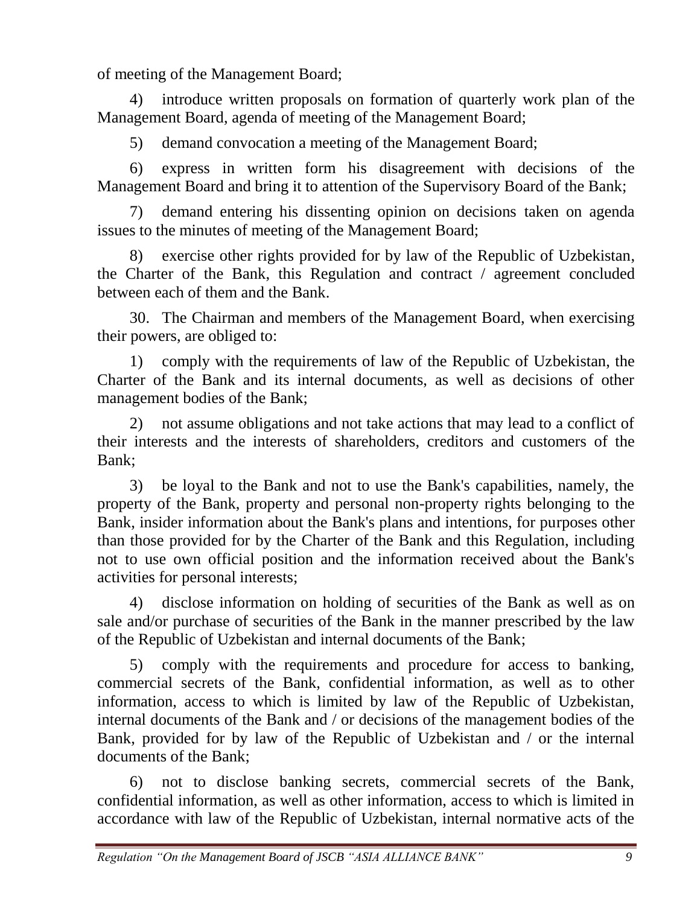of meeting of the Management Board;

4) introduce written proposals on formation of quarterly work plan of the Management Board, agenda of meeting of the Management Board;

5) demand convocation a meeting of the Management Board;

6) express in written form his disagreement with decisions of the Management Board and bring it to attention of the Supervisory Board of the Bank;

7) demand entering his dissenting opinion on decisions taken on agenda issues to the minutes of meeting of the Management Board;

8) exercise other rights provided for by law of the Republic of Uzbekistan, the Charter of the Bank, this Regulation and contract / agreement concluded between each of them and the Bank.

30. The Chairman and members of the Management Board, when exercising their powers, are obliged to:

1) comply with the requirements of law of the Republic of Uzbekistan, the Charter of the Bank and its internal documents, as well as decisions of other management bodies of the Bank;

2) not assume obligations and not take actions that may lead to a conflict of their interests and the interests of shareholders, creditors and customers of the Bank;

3) be loyal to the Bank and not to use the Bank's capabilities, namely, the property of the Bank, property and personal non-property rights belonging to the Bank, insider information about the Bank's plans and intentions, for purposes other than those provided for by the Charter of the Bank and this Regulation, including not to use own official position and the information received about the Bank's activities for personal interests;

4) disclose information on holding of securities of the Bank as well as on sale and/or purchase of securities of the Bank in the manner prescribed by the law of the Republic of Uzbekistan and internal documents of the Bank;

5) comply with the requirements and procedure for access to banking, commercial secrets of the Bank, confidential information, as well as to other information, access to which is limited by law of the Republic of Uzbekistan, internal documents of the Bank and / or decisions of the management bodies of the Bank, provided for by law of the Republic of Uzbekistan and / or the internal documents of the Bank;

6) not to disclose banking secrets, commercial secrets of the Bank, confidential information, as well as other information, access to which is limited in accordance with law of the Republic of Uzbekistan, internal normative acts of the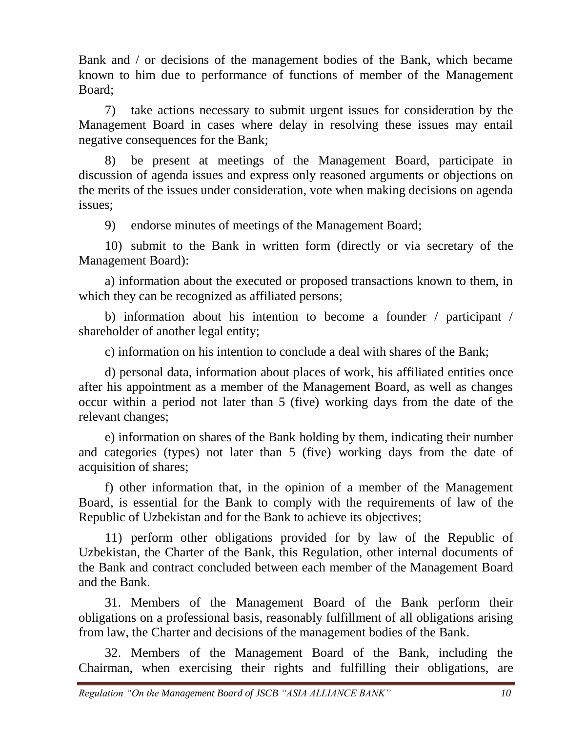Bank and / or decisions of the management bodies of the Bank, which became known to him due to performance of functions of member of the Management Board;

7) take actions necessary to submit urgent issues for consideration by the Management Board in cases where delay in resolving these issues may entail negative consequences for the Bank;

8) be present at meetings of the Management Board, participate in discussion of agenda issues and express only reasoned arguments or objections on the merits of the issues under consideration, vote when making decisions on agenda issues;

9) endorse minutes of meetings of the Management Board;

10) submit to the Bank in written form (directly or via secretary of the Management Board):

a) information about the executed or proposed transactions known to them, in which they can be recognized as affiliated persons;

b) information about his intention to become a founder / participant / shareholder of another legal entity;

c) information on his intention to conclude a deal with shares of the Bank;

d) personal data, information about places of work, his affiliated entities once after his appointment as a member of the Management Board, as well as changes occur within a period not later than 5 (five) working days from the date of the relevant changes;

e) information on shares of the Bank holding by them, indicating their number and categories (types) not later than 5 (five) working days from the date of acquisition of shares;

f) other information that, in the opinion of a member of the Management Board, is essential for the Bank to comply with the requirements of law of the Republic of Uzbekistan and for the Bank to achieve its objectives;

11) perform other obligations provided for by law of the Republic of Uzbekistan, the Charter of the Bank, this Regulation, other internal documents of the Bank and contract concluded between each member of the Management Board and the Bank.

31. Members of the Management Board of the Bank perform their obligations on a professional basis, reasonably fulfillment of all obligations arising from law, the Charter and decisions of the management bodies of the Bank.

32. Members of the Management Board of the Bank, including the Chairman, when exercising their rights and fulfilling their obligations, are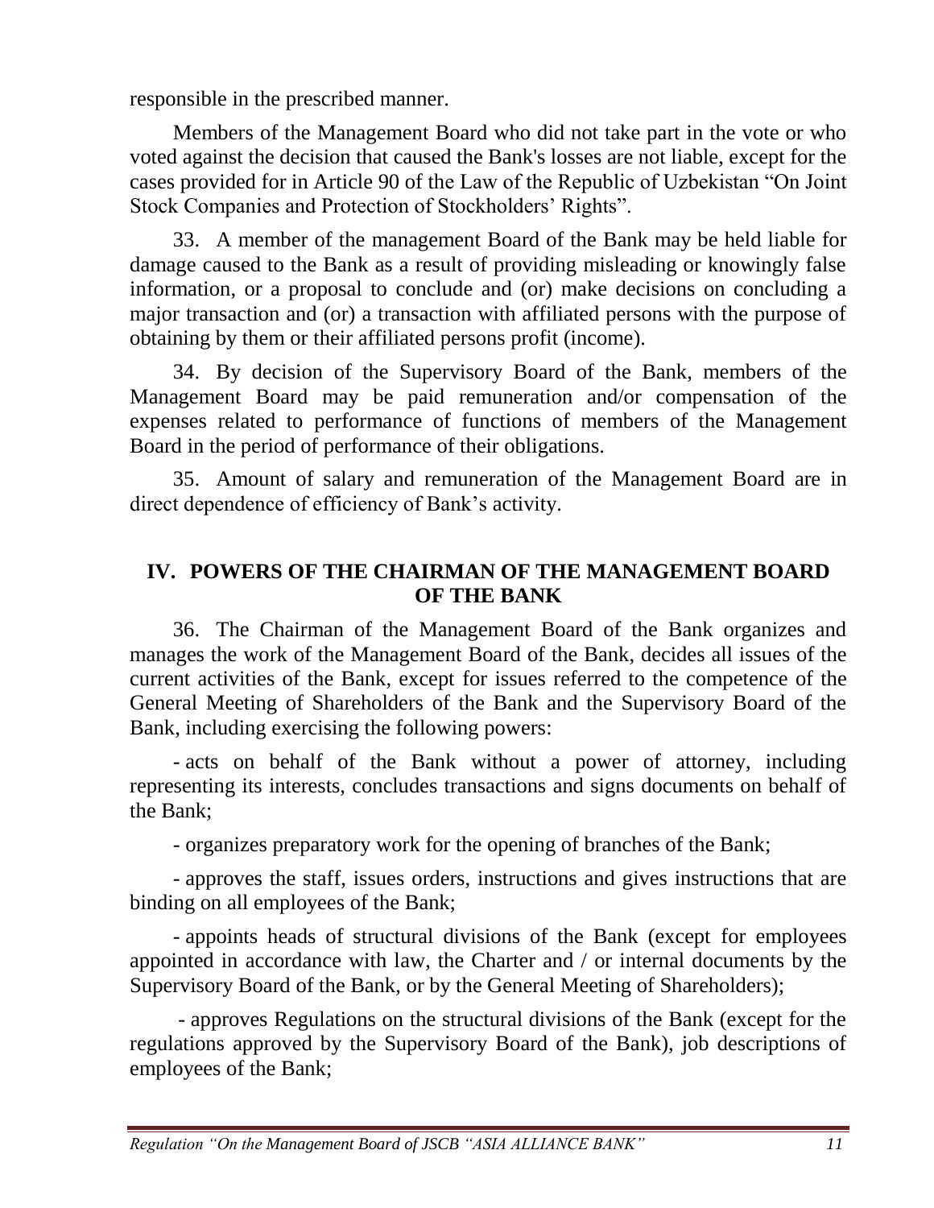responsible in the prescribed manner.

Members of the Management Board who did not take part in the vote or who voted against the decision that caused the Bank's losses are not liable, except for the cases provided for in Article 90 of the Law of the Republic of Uzbekistan "On Joint Stock Companies and Protection of Stockholders' Rights".

33. A member of the management Board of the Bank may be held liable for damage caused to the Bank as a result of providing misleading or knowingly false information, or a proposal to conclude and (or) make decisions on concluding a major transaction and (or) a transaction with affiliated persons with the purpose of obtaining by them or their affiliated persons profit (income).

34. By decision of the Supervisory Board of the Bank, members of the Management Board may be paid remuneration and/or compensation of the expenses related to performance of functions of members of the Management Board in the period of performance of their obligations.

35. Amount of salary and remuneration of the Management Board are in direct dependence of efficiency of Bank's activity.

## IV. POWERS OF THE CHAIRMAN OF THE MANAGEMENT BOARD OF THE BANK

36. The Chairman of the Management Board of the Bank organizes and manages the work of the Management Board of the Bank, decides all issues of the current activities of the Bank, except for issues referred to the competence of the General Meeting of Shareholders of the Bank and the Supervisory Board of the Bank, including exercising the following powers:

- acts on behalf of the Bank without a power of attorney, including representing its interests, concludes transactions and signs documents on behalf of the Bank;
- organizes preparatory work for the opening of branches of the Bank;
- approves the staff, issues orders, instructions and gives instructions that are binding on all employees of the Bank;
- appoints heads of structural divisions of the Bank (except for employees appointed in accordance with law, the Charter and / or internal documents by the Supervisory Board of the Bank, or by the General Meeting of Shareholders);
- approves Regulations on the structural divisions of the Bank (except for the regulations approved by the Supervisory Board of the Bank), job descriptions of employees of the Bank;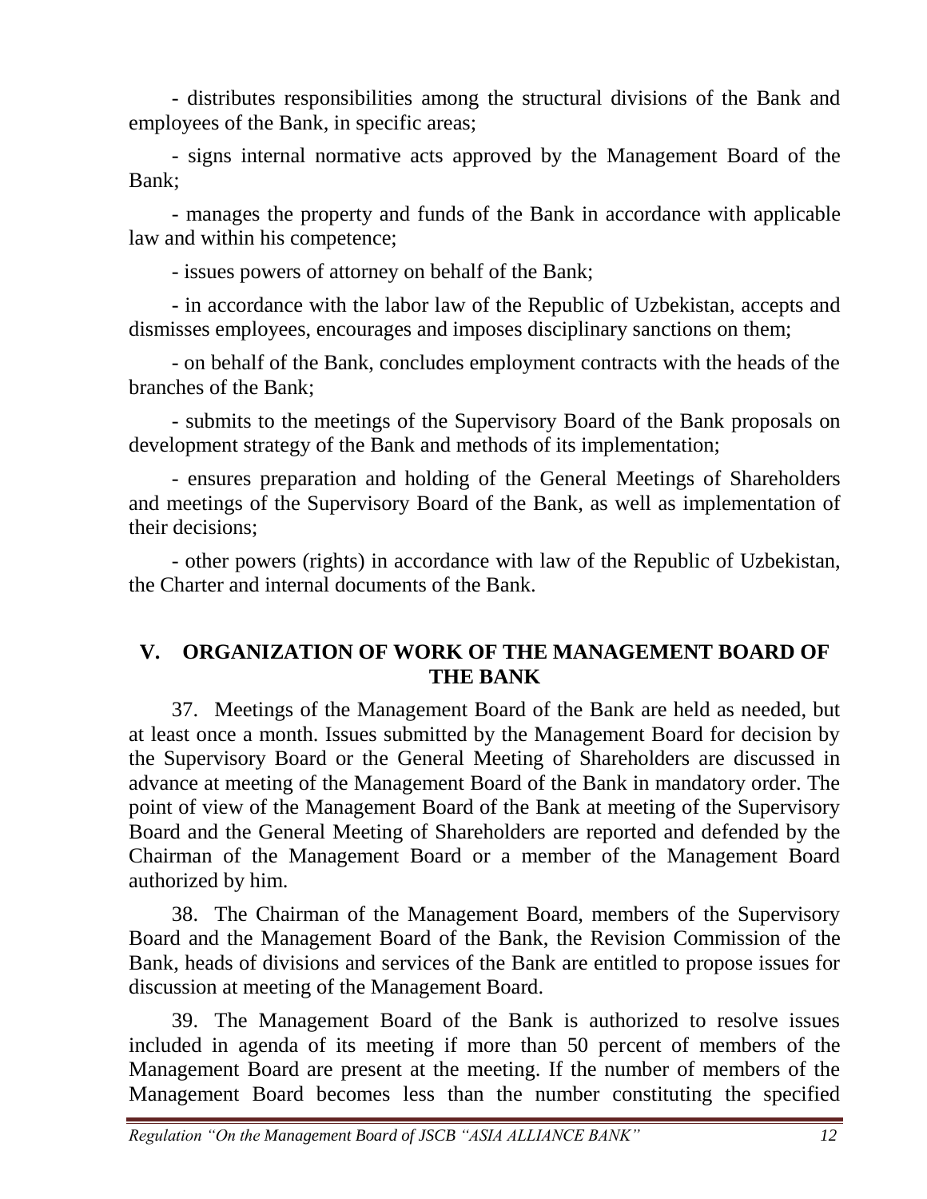- distributes responsibilities among the structural divisions of the Bank and employees of the Bank, in specific areas;

- signs internal normative acts approved by the Management Board of the Bank;

- manages the property and funds of the Bank in accordance with applicable law and within his competence;

- issues powers of attorney on behalf of the Bank;

- in accordance with the labor law of the Republic of Uzbekistan, accepts and dismisses employees, encourages and imposes disciplinary sanctions on them;

- on behalf of the Bank, concludes employment contracts with the heads of the branches of the Bank;

- submits to the meetings of the Supervisory Board of the Bank proposals on development strategy of the Bank and methods of its implementation;

- ensures preparation and holding of the General Meetings of Shareholders and meetings of the Supervisory Board of the Bank, as well as implementation of their decisions;

- other powers (rights) in accordance with law of the Republic of Uzbekistan, the Charter and internal documents of the Bank.

## V. ORGANIZATION OF WORK OF THE MANAGEMENT BOARD OF THE BANK

37. Meetings of the Management Board of the Bank are held as needed, but at least once a month. Issues submitted by the Management Board for decision by the Supervisory Board or the General Meeting of Shareholders are discussed in advance at meeting of the Management Board of the Bank in mandatory order. The point of view of the Management Board of the Bank at meeting of the Supervisory Board and the General Meeting of Shareholders are reported and defended by the Chairman of the Management Board or a member of the Management Board authorized by him.

38. The Chairman of the Management Board, members of the Supervisory Board and the Management Board of the Bank, the Revision Commission of the Bank, heads of divisions and services of the Bank are entitled to propose issues for discussion at meeting of the Management Board.

39. The Management Board of the Bank is authorized to resolve issues included in agenda of its meeting if more than 50 percent of members of the Management Board are present at the meeting. If the number of members of the Management Board becomes less than the number constituting the specified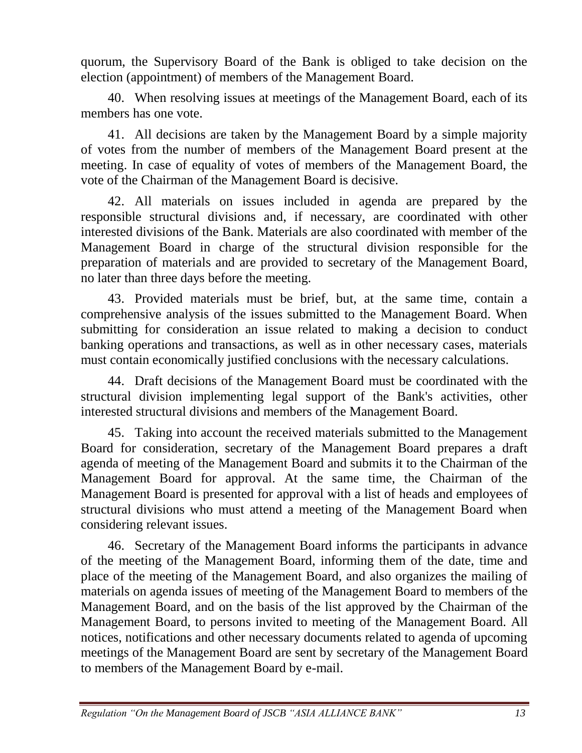quorum, the Supervisory Board of the Bank is obliged to take decision on the election (appointment) of members of the Management Board.

40. When resolving issues at meetings of the Management Board, each of its members has one vote.

41. All decisions are taken by the Management Board by a simple majority of votes from the number of members of the Management Board present at the meeting. In case of equality of votes of members of the Management Board, the vote of the Chairman of the Management Board is decisive.

42. All materials on issues included in agenda are prepared by the responsible structural divisions and, if necessary, are coordinated with other interested divisions of the Bank. Materials are also coordinated with member of the Management Board in charge of the structural division responsible for the preparation of materials and are provided to secretary of the Management Board, no later than three days before the meeting.

43. Provided materials must be brief, but, at the same time, contain a comprehensive analysis of the issues submitted to the Management Board. When submitting for consideration an issue related to making a decision to conduct banking operations and transactions, as well as in other necessary cases, materials must contain economically justified conclusions with the necessary calculations.

44. Draft decisions of the Management Board must be coordinated with the structural division implementing legal support of the Bank's activities, other interested structural divisions and members of the Management Board.

45. Taking into account the received materials submitted to the Management Board for consideration, secretary of the Management Board prepares a draft agenda of meeting of the Management Board and submits it to the Chairman of the Management Board for approval. At the same time, the Chairman of the Management Board is presented for approval with a list of heads and employees of structural divisions who must attend a meeting of the Management Board when considering relevant issues.

46. Secretary of the Management Board informs the participants in advance of the meeting of the Management Board, informing them of the date, time and place of the meeting of the Management Board, and also organizes the mailing of materials on agenda issues of meeting of the Management Board to members of the Management Board, and on the basis of the list approved by the Chairman of the Management Board, to persons invited to meeting of the Management Board. All notices, notifications and other necessary documents related to agenda of upcoming meetings of the Management Board are sent by secretary of the Management Board to members of the Management Board by e-mail.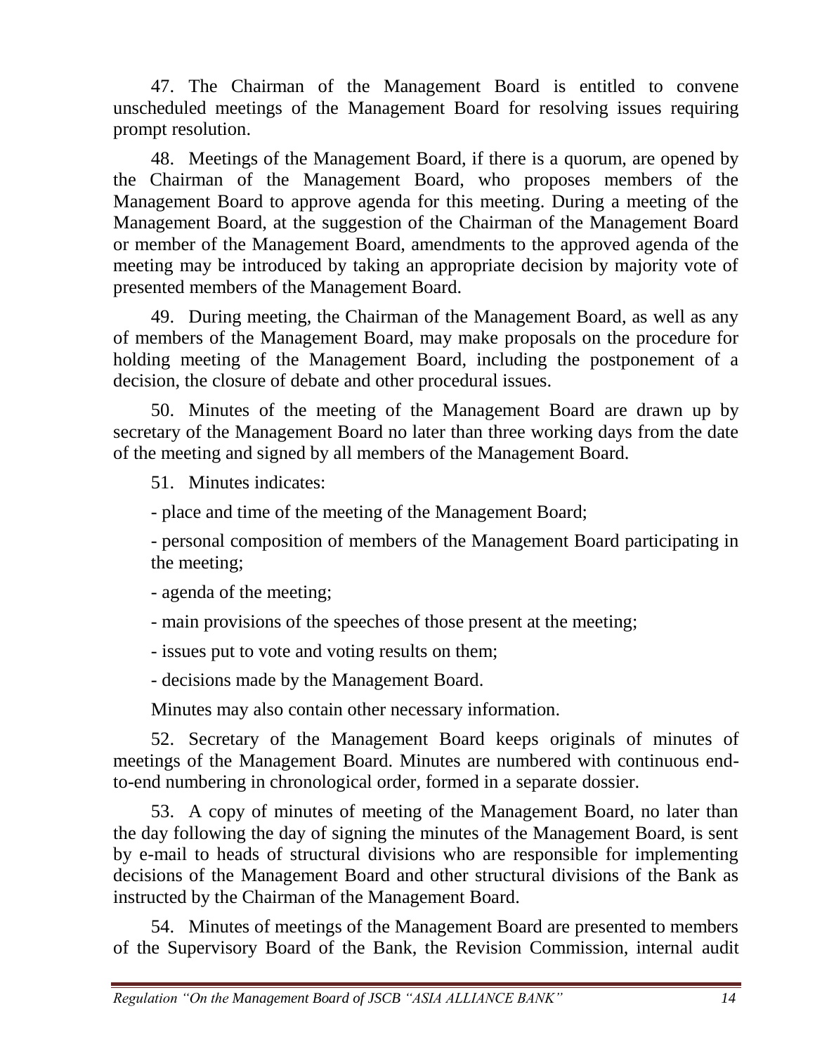47. The Chairman of the Management Board is entitled to convene unscheduled meetings of the Management Board for resolving issues requiring prompt resolution.

48. Meetings of the Management Board, if there is a quorum, are opened by the Chairman of the Management Board, who proposes members of the Management Board to approve agenda for this meeting. During a meeting of the Management Board, at the suggestion of the Chairman of the Management Board or member of the Management Board, amendments to the approved agenda of the meeting may be introduced by taking an appropriate decision by majority vote of presented members of the Management Board.

49. During meeting, the Chairman of the Management Board, as well as any of members of the Management Board, may make proposals on the procedure for holding meeting of the Management Board, including the postponement of a decision, the closure of debate and other procedural issues.

50. Minutes of the meeting of the Management Board are drawn up by secretary of the Management Board no later than three working days from the date of the meeting and signed by all members of the Management Board.

51. Minutes indicates:

- place and time of the meeting of the Management Board;
- personal composition of members of the Management Board participating in the meeting;
- agenda of the meeting;
- main provisions of the speeches of those present at the meeting;
- issues put to vote and voting results on them;
- decisions made by the Management Board.

Minutes may also contain other necessary information.

52. Secretary of the Management Board keeps originals of minutes of meetings of the Management Board. Minutes are numbered with continuous end-to-end numbering in chronological order, formed in a separate dossier.

53. A copy of minutes of meeting of the Management Board, no later than the day following the day of signing the minutes of the Management Board, is sent by e-mail to heads of structural divisions who are responsible for implementing decisions of the Management Board and other structural divisions of the Bank as instructed by the Chairman of the Management Board.

54. Minutes of meetings of the Management Board are presented to members of the Supervisory Board of the Bank, the Revision Commission, internal audit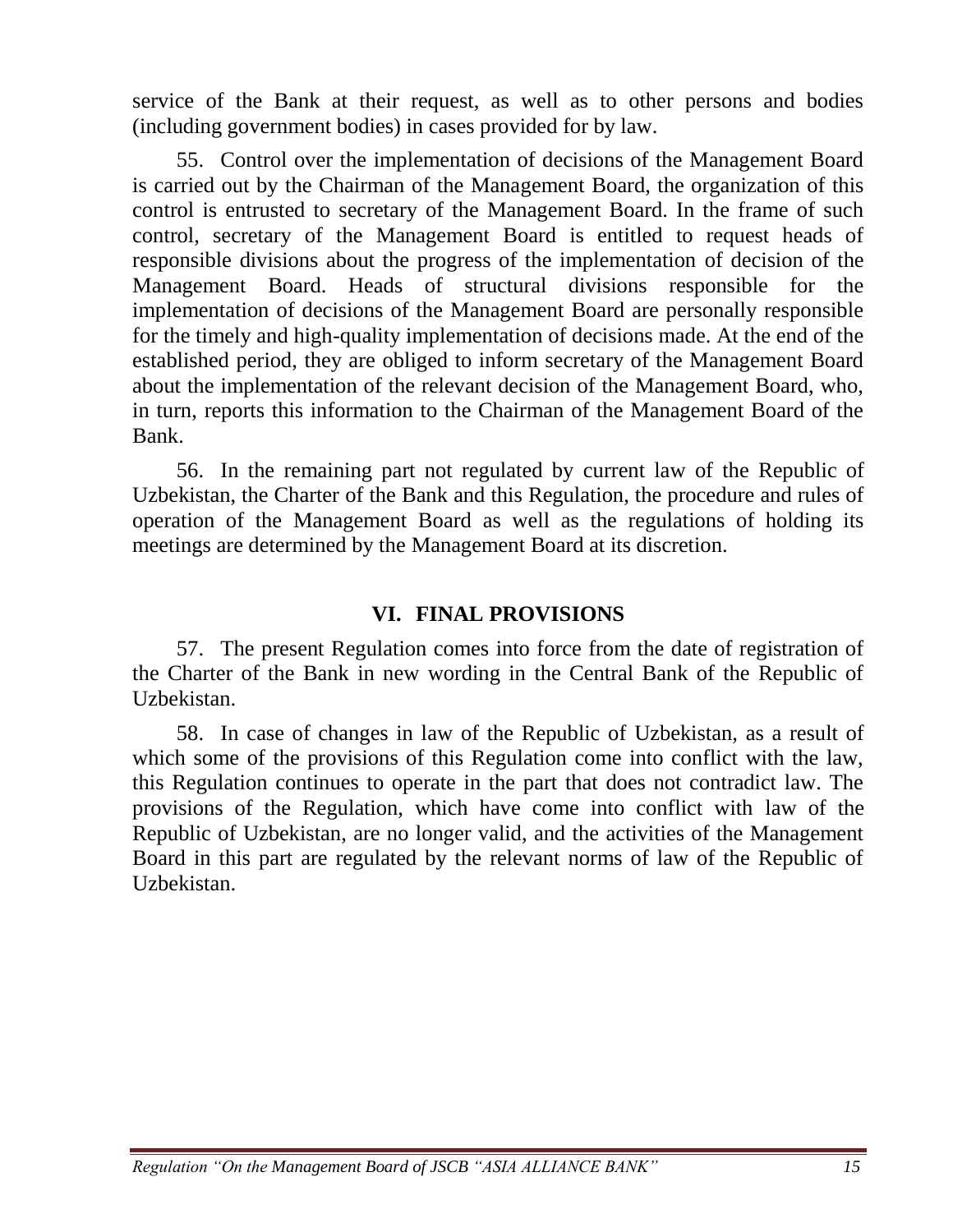service of the Bank at their request, as well as to other persons and bodies (including government bodies) in cases provided for by law.

55. Control over the implementation of decisions of the Management Board is carried out by the Chairman of the Management Board, the organization of this control is entrusted to secretary of the Management Board. In the frame of such control, secretary of the Management Board is entitled to request heads of responsible divisions about the progress of the implementation of decision of the Management Board. Heads of structural divisions responsible for the implementation of decisions of the Management Board are personally responsible for the timely and high-quality implementation of decisions made. At the end of the established period, they are obliged to inform secretary of the Management Board about the implementation of the relevant decision of the Management Board, who, in turn, reports this information to the Chairman of the Management Board of the Bank.

56. In the remaining part not regulated by current law of the Republic of Uzbekistan, the Charter of the Bank and this Regulation, the procedure and rules of operation of the Management Board as well as the regulations of holding its meetings are determined by the Management Board at its discretion.

## VI. FINAL PROVISIONS

57. The present Regulation comes into force from the date of registration of the Charter of the Bank in new wording in the Central Bank of the Republic of Uzbekistan.

58. In case of changes in law of the Republic of Uzbekistan, as a result of which some of the provisions of this Regulation come into conflict with the law, this Regulation continues to operate in the part that does not contradict law. The provisions of the Regulation, which have come into conflict with law of the Republic of Uzbekistan, are no longer valid, and the activities of the Management Board in this part are regulated by the relevant norms of law of the Republic of Uzbekistan.